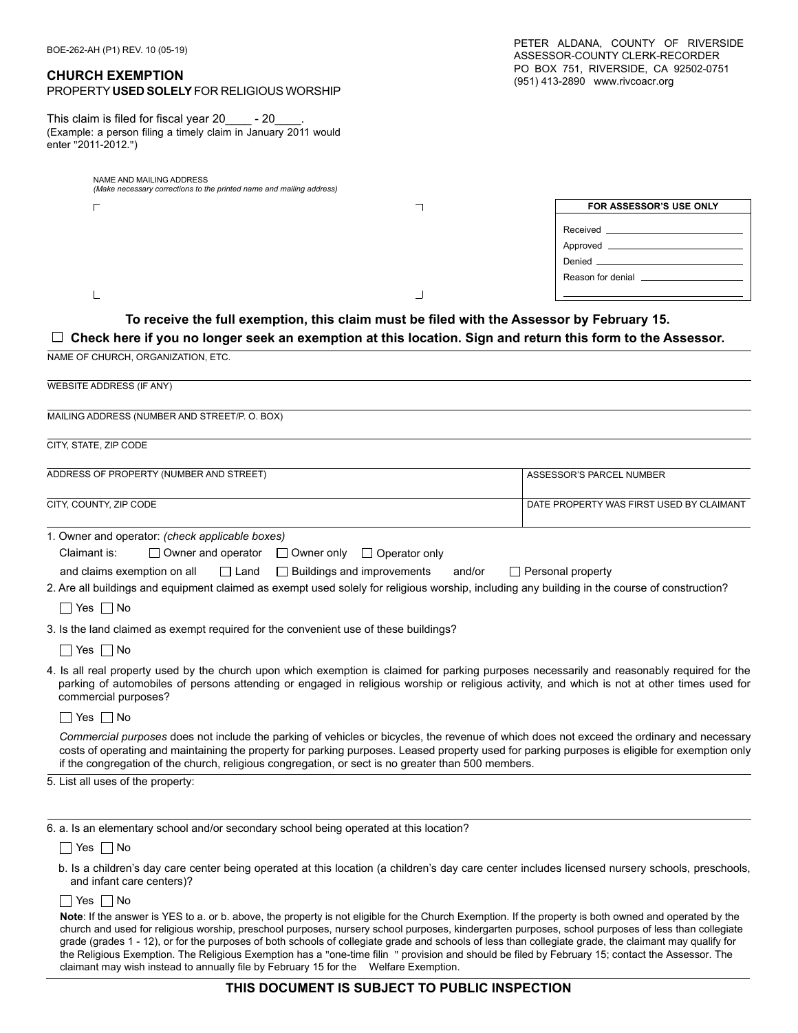BOE-262-AH (P1) REV. 10 (05-19)

PETER ALDANA, COUNTY OF RIVERSIDE
ASSESSOR-COUNTY CLERK-RECORDER
PO BOX 751, RIVERSIDE, CA 92502-0751
(951) 413-2890 www.rivcoacr.org

## CHURCH EXEMPTION

PROPERTY **USED SOLELY** FOR RELIGIOUS WORSHIP

This claim is filed for fiscal year 20____ - 20____.
(Example: a person filing a timely claim in January 2011 would enter "2011-2012.")

NAME AND MAILING ADDRESS
*(Make necessary corrections to the printed name and mailing address)*

| FOR ASSESSOR'S USE ONLY |
|---|
| Received ____________ |
| Approved ____________ |
| Denied ____________ |
| Reason for denial ____________ |

**To receive the full exemption, this claim must be filed with the Assessor by February 15.**

☐ **Check here if you no longer seek an exemption at this location. Sign and return this form to the Assessor.**

NAME OF CHURCH, ORGANIZATION, ETC.

WEBSITE ADDRESS (IF ANY)

MAILING ADDRESS (NUMBER AND STREET/P. O. BOX)

CITY, STATE, ZIP CODE

| ADDRESS OF PROPERTY (NUMBER AND STREET) | ASSESSOR'S PARCEL NUMBER |
|---|---|
| CITY, COUNTY, ZIP CODE | DATE PROPERTY WAS FIRST USED BY CLAIMANT |

1. Owner and operator: *(check applicable boxes)*

   Claimant is: ☐ Owner and operator ☐ Owner only ☐ Operator only

   and claims exemption on all ☐ Land ☐ Buildings and improvements and/or ☐ Personal property

2. Are all buildings and equipment claimed as exempt used solely for religious worship, including any building in the course of construction?

   ☐ Yes ☐ No

3. Is the land claimed as exempt required for the convenient use of these buildings?

   ☐ Yes ☐ No

4. Is all real property used by the church upon which exemption is claimed for parking purposes necessarily and reasonably required for the parking of automobiles of persons attending or engaged in religious worship or religious activity, and which is not at other times used for commercial purposes?

   ☐ Yes ☐ No

   *Commercial purposes* does not include the parking of vehicles or bicycles, the revenue of which does not exceed the ordinary and necessary costs of operating and maintaining the property for parking purposes. Leased property used for parking purposes is eligible for exemption only if the congregation of the church, religious congregation, or sect is no greater than 500 members.

5. List all uses of the property:

6. a. Is an elementary school and/or secondary school being operated at this location?

   ☐ Yes ☐ No

   b. Is a children's day care center being operated at this location (a children's day care center includes licensed nursery schools, preschools, and infant care centers)?

   ☐ Yes ☐ No

   **Note**: If the answer is YES to a. or b. above, the property is not eligible for the Church Exemption. If the property is both owned and operated by the church and used for religious worship, preschool purposes, nursery school purposes, kindergarten purposes, school purposes of less than collegiate grade (grades 1 - 12), or for the purposes of both schools of collegiate grade and schools of less than collegiate grade, the claimant may qualify for the Religious Exemption. The Religious Exemption has a "one-time filin " provision and should be filed by February 15; contact the Assessor. The claimant may wish instead to annually file by February 15 for the Welfare Exemption.

**THIS DOCUMENT IS SUBJECT TO PUBLIC INSPECTION**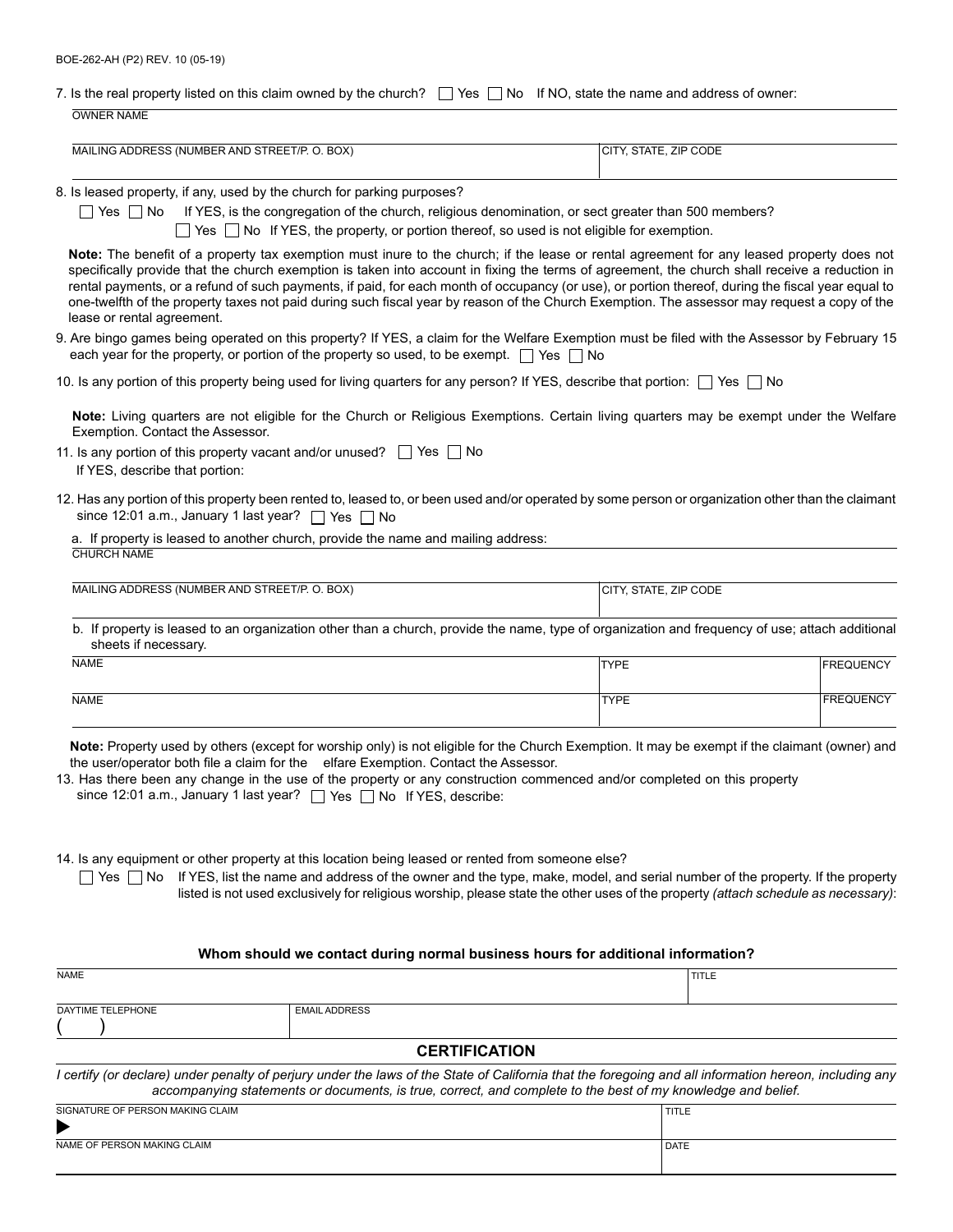7. Is the real property listed on this claim owned by the church? ☐ Yes ☐ No If NO, state the name and address of owner:

| OWNER NAME | |
|---|---|
| MAILING ADDRESS (NUMBER AND STREET/P. O. BOX) | CITY, STATE, ZIP CODE |

8. Is leased property, if any, used by the church for parking purposes?

☐ Yes ☐ No If YES, is the congregation of the church, religious denomination, or sect greater than 500 members?

☐ Yes ☐ No If YES, the property, or portion thereof, so used is not eligible for exemption.

**Note:** The benefit of a property tax exemption must inure to the church; if the lease or rental agreement for any leased property does not specifically provide that the church exemption is taken into account in fixing the terms of agreement, the church shall receive a reduction in rental payments, or a refund of such payments, if paid, for each month of occupancy (or use), or portion thereof, during the fiscal year equal to one-twelfth of the property taxes not paid during such fiscal year by reason of the Church Exemption. The assessor may request a copy of the lease or rental agreement.

9. Are bingo games being operated on this property? If YES, a claim for the Welfare Exemption must be filed with the Assessor by February 15 each year for the property, or portion of the property so used, to be exempt. ☐ Yes ☐ No

10. Is any portion of this property being used for living quarters for any person? If YES, describe that portion: ☐ Yes ☐ No

**Note:** Living quarters are not eligible for the Church or Religious Exemptions. Certain living quarters may be exempt under the Welfare Exemption. Contact the Assessor.

11. Is any portion of this property vacant and/or unused? ☐ Yes ☐ No
If YES, describe that portion:

12. Has any portion of this property been rented to, leased to, or been used and/or operated by some person or organization other than the claimant since 12:01 a.m., January 1 last year? ☐ Yes ☐ No

a. If property is leased to another church, provide the name and mailing address:

| CHURCH NAME | |
|---|---|
| MAILING ADDRESS (NUMBER AND STREET/P. O. BOX) | CITY, STATE, ZIP CODE |

b. If property is leased to an organization other than a church, provide the name, type of organization and frequency of use; attach additional sheets if necessary.

| NAME | TYPE | FREQUENCY |
|---|---|---|
| NAME | TYPE | FREQUENCY |

**Note:** Property used by others (except for worship only) is not eligible for the Church Exemption. It may be exempt if the claimant (owner) and the user/operator both file a claim for the elfare Exemption. Contact the Assessor.

13. Has there been any change in the use of the property or any construction commenced and/or completed on this property since 12:01 a.m., January 1 last year? ☐ Yes ☐ No If YES, describe:

14. Is any equipment or other property at this location being leased or rented from someone else?

☐ Yes ☐ No If YES, list the name and address of the owner and the type, make, model, and serial number of the property. If the property listed is not used exclusively for religious worship, please state the other uses of the property *(attach schedule as necessary)*:

**Whom should we contact during normal business hours for additional information?**

| NAME | TITLE |
|---|---|
| DAYTIME TELEPHONE ( ) | EMAIL ADDRESS |

## CERTIFICATION

*I certify (or declare) under penalty of perjury under the laws of the State of California that the foregoing and all information hereon, including any accompanying statements or documents, is true, correct, and complete to the best of my knowledge and belief.*

| SIGNATURE OF PERSON MAKING CLAIM ▶ | TITLE |
|---|---|
| NAME OF PERSON MAKING CLAIM | DATE |